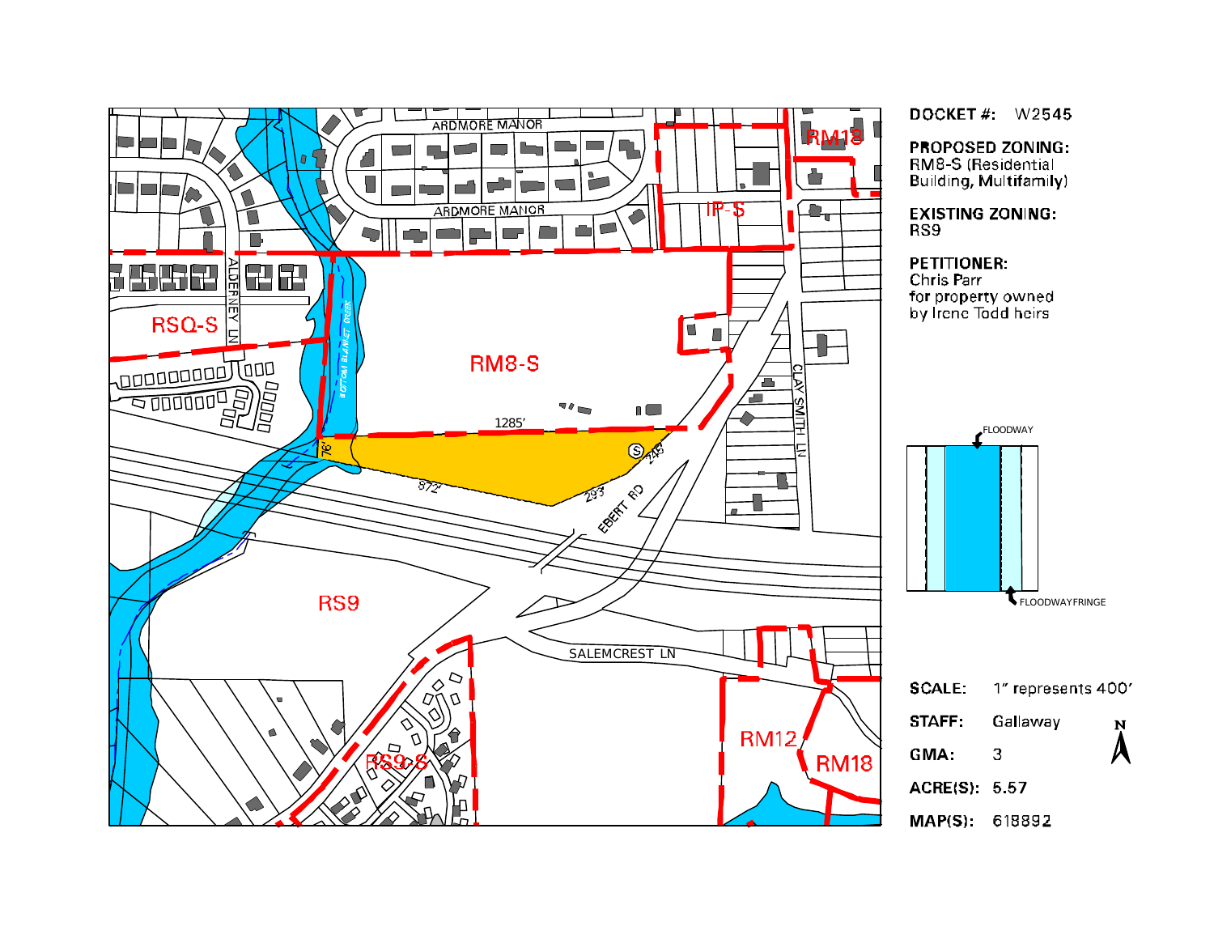**DOCKET #:** W2545

**PROPOSED ZONING:**
RM8-S (Residential Building, Multifamily)

**EXISTING ZONING:**
RS9

**PETITIONER:**
Chris Parr
for property owned
by Irene Todd heirs

FLOODWAY

FLOODWAYFRINGE

**SCALE:** 1" represents 400'

**STAFF:** Gallaway

**GMA:** 3

**ACRE(S):** 5.57

**MAP(S):** 618892

N

ARDMORE MANOR

ARDMORE MANOR

ALDERNEY LN

BOTTOM BLANKET CREEK

CLAY SMITH LN

EBERT RD

SALEMCREST LN

RM18

IP-S

RSQ-S

RM8-S

RS9

RS9-S

RM12

RM18

1285'

76'

872'

293'

245'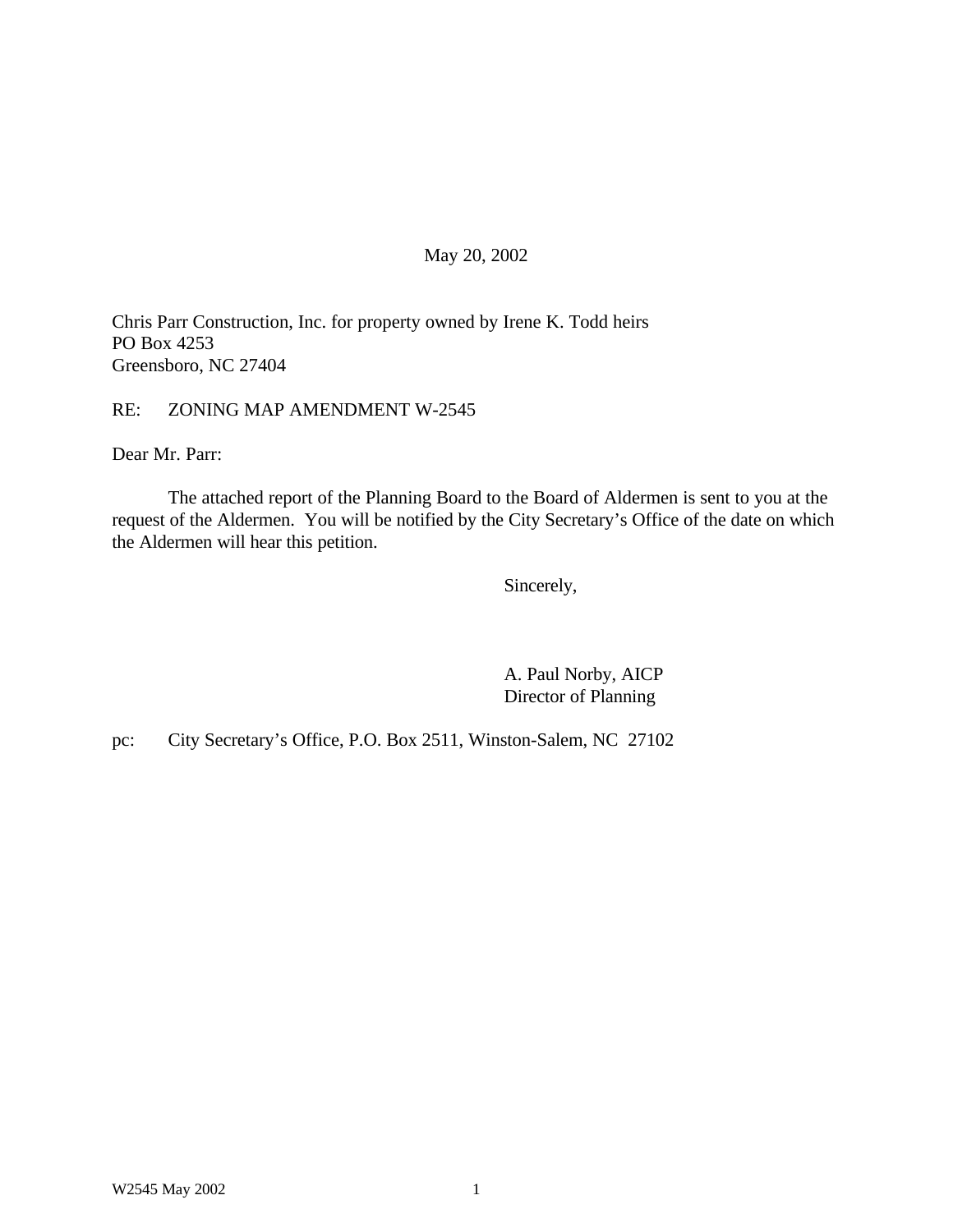May 20, 2002

Chris Parr Construction, Inc. for property owned by Irene K. Todd heirs
PO Box 4253
Greensboro, NC 27404

RE: ZONING MAP AMENDMENT W-2545

Dear Mr. Parr:

The attached report of the Planning Board to the Board of Aldermen is sent to you at the request of the Aldermen. You will be notified by the City Secretary's Office of the date on which the Aldermen will hear this petition.

Sincerely,

A. Paul Norby, AICP
Director of Planning

pc: City Secretary's Office, P.O. Box 2511, Winston-Salem, NC 27102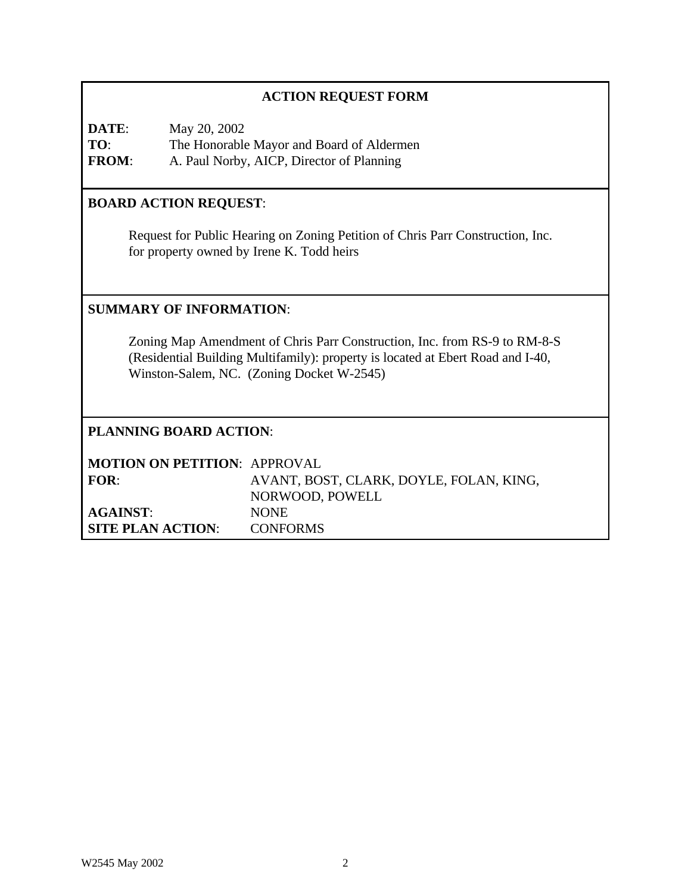## ACTION REQUEST FORM

**DATE**: May 20, 2002
**TO**: The Honorable Mayor and Board of Aldermen
**FROM**: A. Paul Norby, AICP, Director of Planning

**BOARD ACTION REQUEST**:

Request for Public Hearing on Zoning Petition of Chris Parr Construction, Inc. for property owned by Irene K. Todd heirs

**SUMMARY OF INFORMATION**:

Zoning Map Amendment of Chris Parr Construction, Inc. from RS-9 to RM-8-S (Residential Building Multifamily): property is located at Ebert Road and I-40, Winston-Salem, NC. (Zoning Docket W-2545)

**PLANNING BOARD ACTION**:

**MOTION ON PETITION**: APPROVAL
**FOR**: AVANT, BOST, CLARK, DOYLE, FOLAN, KING, NORWOOD, POWELL
**AGAINST**: NONE
**SITE PLAN ACTION**: CONFORMS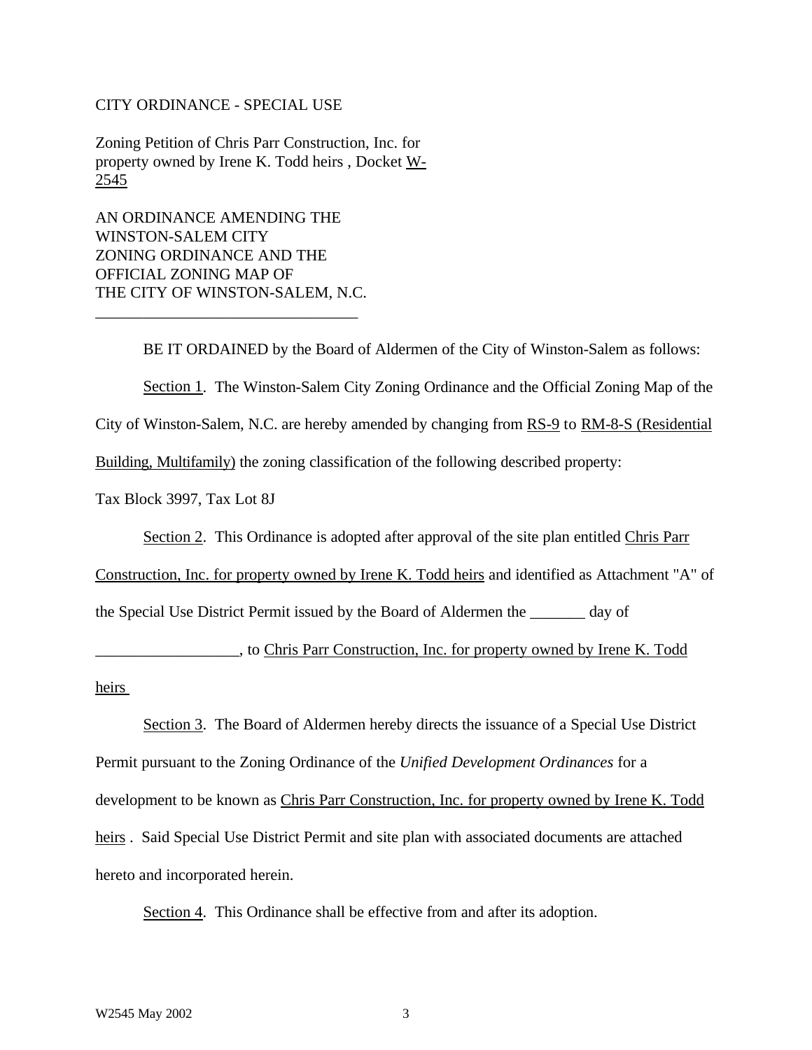CITY ORDINANCE - SPECIAL USE

Zoning Petition of Chris Parr Construction, Inc. for property owned by Irene K. Todd heirs , Docket W-2545

AN ORDINANCE AMENDING THE WINSTON-SALEM CITY ZONING ORDINANCE AND THE OFFICIAL ZONING MAP OF THE CITY OF WINSTON-SALEM, N.C.

---

BE IT ORDAINED by the Board of Aldermen of the City of Winston-Salem as follows:

Section 1. The Winston-Salem City Zoning Ordinance and the Official Zoning Map of the City of Winston-Salem, N.C. are hereby amended by changing from RS-9 to RM-8-S (Residential Building, Multifamily) the zoning classification of the following described property:

Tax Block 3997, Tax Lot 8J

Section 2. This Ordinance is adopted after approval of the site plan entitled Chris Parr Construction, Inc. for property owned by Irene K. Todd heirs and identified as Attachment "A" of the Special Use District Permit issued by the Board of Aldermen the _______ day of __________________, to Chris Parr Construction, Inc. for property owned by Irene K. Todd heirs

Section 3. The Board of Aldermen hereby directs the issuance of a Special Use District Permit pursuant to the Zoning Ordinance of the *Unified Development Ordinances* for a development to be known as Chris Parr Construction, Inc. for property owned by Irene K. Todd heirs . Said Special Use District Permit and site plan with associated documents are attached hereto and incorporated herein.

Section 4. This Ordinance shall be effective from and after its adoption.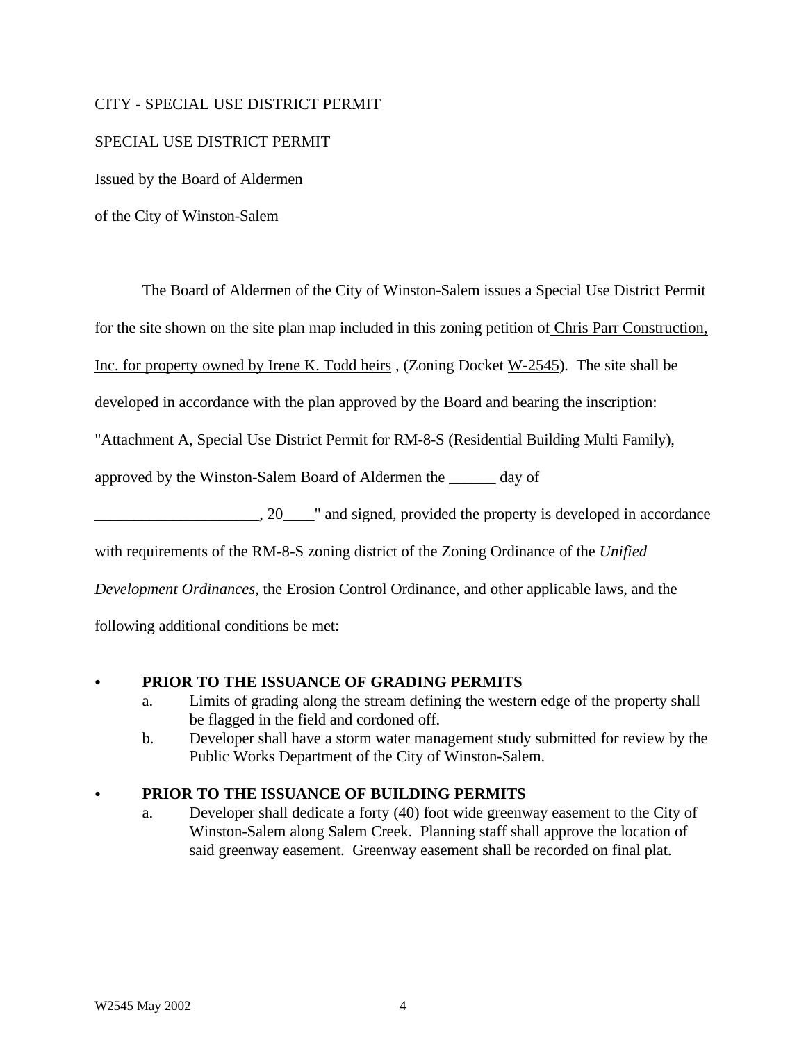CITY - SPECIAL USE DISTRICT PERMIT

SPECIAL USE DISTRICT PERMIT

Issued by the Board of Aldermen

of the City of Winston-Salem

The Board of Aldermen of the City of Winston-Salem issues a Special Use District Permit for the site shown on the site plan map included in this zoning petition of Chris Parr Construction, Inc. for property owned by Irene K. Todd heirs , (Zoning Docket W-2545). The site shall be developed in accordance with the plan approved by the Board and bearing the inscription: "Attachment A, Special Use District Permit for RM-8-S (Residential Building Multi Family), approved by the Winston-Salem Board of Aldermen the ______ day of _____________________, 20____" and signed, provided the property is developed in accordance with requirements of the RM-8-S zoning district of the Zoning Ordinance of the *Unified Development Ordinances*, the Erosion Control Ordinance, and other applicable laws, and the following additional conditions be met:

- **PRIOR TO THE ISSUANCE OF GRADING PERMITS**
  a. Limits of grading along the stream defining the western edge of the property shall be flagged in the field and cordoned off.
  b. Developer shall have a storm water management study submitted for review by the Public Works Department of the City of Winston-Salem.

- **PRIOR TO THE ISSUANCE OF BUILDING PERMITS**
  a. Developer shall dedicate a forty (40) foot wide greenway easement to the City of Winston-Salem along Salem Creek. Planning staff shall approve the location of said greenway easement. Greenway easement shall be recorded on final plat.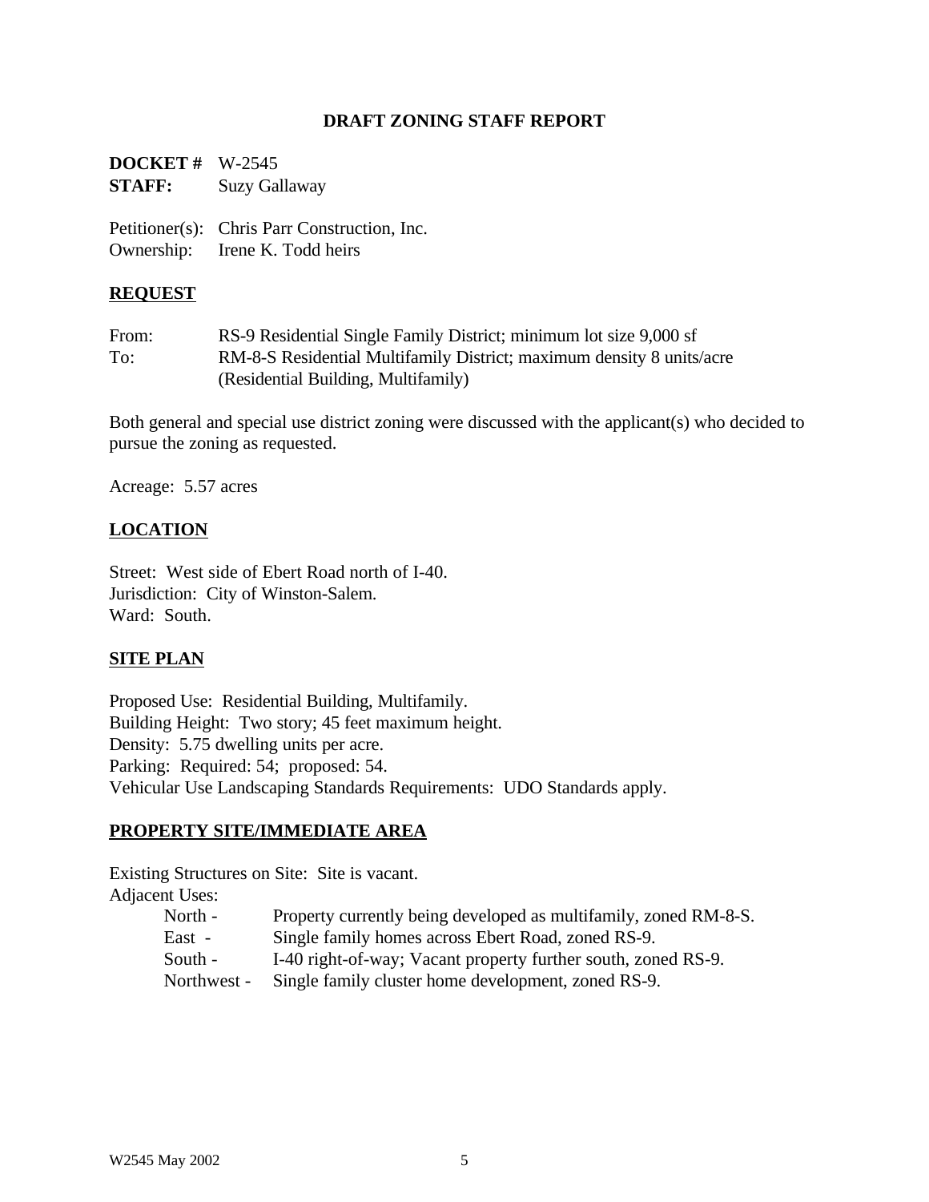# DRAFT ZONING STAFF REPORT

**DOCKET #** W-2545
**STAFF:** Suzy Gallaway

Petitioner(s): Chris Parr Construction, Inc.
Ownership: Irene K. Todd heirs

## REQUEST

From: RS-9 Residential Single Family District; minimum lot size 9,000 sf
To: RM-8-S Residential Multifamily District; maximum density 8 units/acre (Residential Building, Multifamily)

Both general and special use district zoning were discussed with the applicant(s) who decided to pursue the zoning as requested.

Acreage: 5.57 acres

## LOCATION

Street: West side of Ebert Road north of I-40.
Jurisdiction: City of Winston-Salem.
Ward: South.

## SITE PLAN

Proposed Use: Residential Building, Multifamily.
Building Height: Two story; 45 feet maximum height.
Density: 5.75 dwelling units per acre.
Parking: Required: 54; proposed: 54.
Vehicular Use Landscaping Standards Requirements: UDO Standards apply.

## PROPERTY SITE/IMMEDIATE AREA

Existing Structures on Site: Site is vacant.
Adjacent Uses:

- North - Property currently being developed as multifamily, zoned RM-8-S.
- East - Single family homes across Ebert Road, zoned RS-9.
- South - I-40 right-of-way; Vacant property further south, zoned RS-9.
- Northwest - Single family cluster home development, zoned RS-9.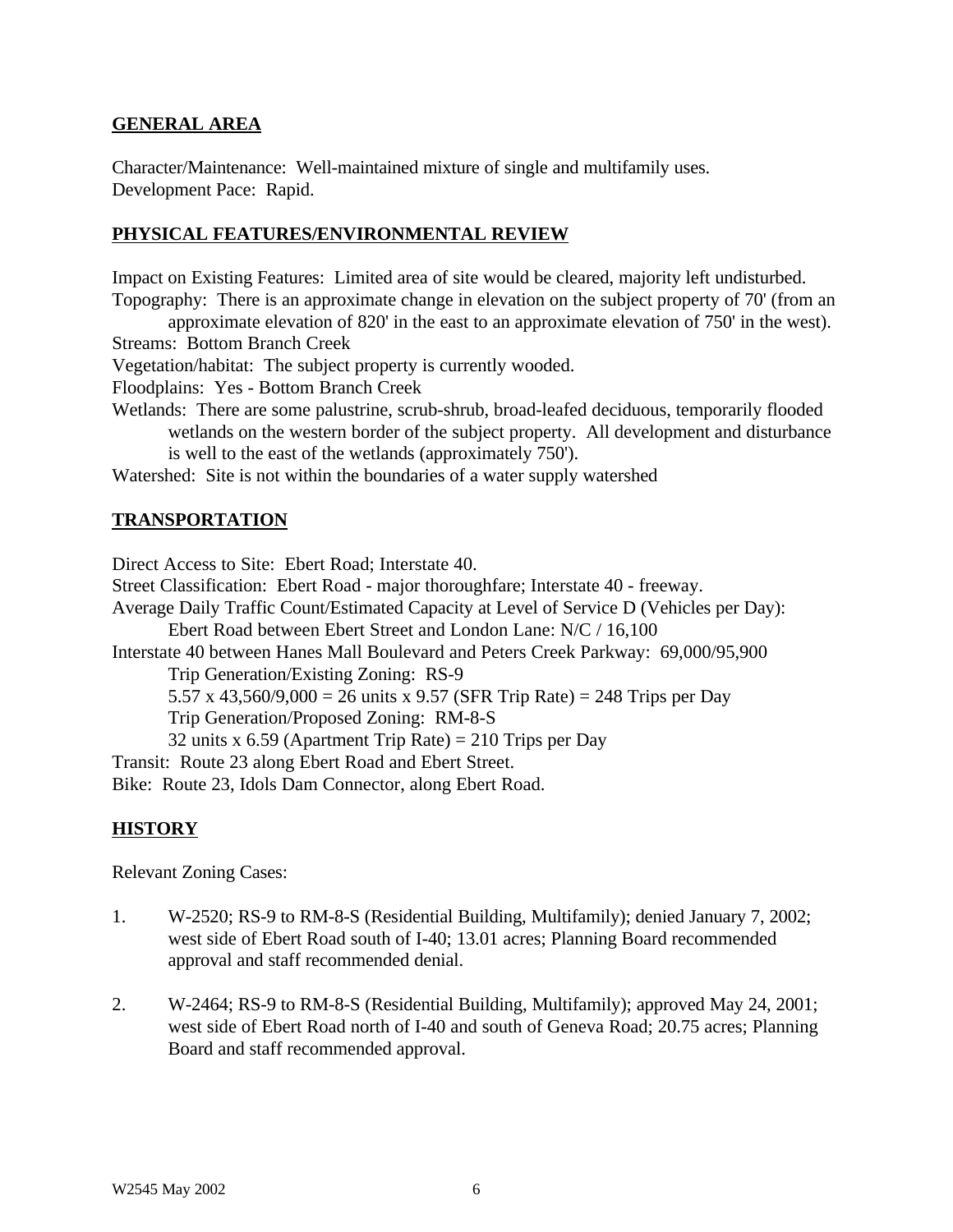## GENERAL AREA

Character/Maintenance: Well-maintained mixture of single and multifamily uses.
Development Pace: Rapid.

## PHYSICAL FEATURES/ENVIRONMENTAL REVIEW

Impact on Existing Features: Limited area of site would be cleared, majority left undisturbed.
Topography: There is an approximate change in elevation on the subject property of 70' (from an approximate elevation of 820' in the east to an approximate elevation of 750' in the west).
Streams: Bottom Branch Creek
Vegetation/habitat: The subject property is currently wooded.
Floodplains: Yes - Bottom Branch Creek
Wetlands: There are some palustrine, scrub-shrub, broad-leafed deciduous, temporarily flooded wetlands on the western border of the subject property. All development and disturbance is well to the east of the wetlands (approximately 750').
Watershed: Site is not within the boundaries of a water supply watershed

## TRANSPORTATION

Direct Access to Site: Ebert Road; Interstate 40.
Street Classification: Ebert Road - major thoroughfare; Interstate 40 - freeway.
Average Daily Traffic Count/Estimated Capacity at Level of Service D (Vehicles per Day):
Ebert Road between Ebert Street and London Lane: N/C / 16,100
Interstate 40 between Hanes Mall Boulevard and Peters Creek Parkway: 69,000/95,900
Trip Generation/Existing Zoning: RS-9
5.57 x 43,560/9,000 = 26 units x 9.57 (SFR Trip Rate) = 248 Trips per Day
Trip Generation/Proposed Zoning: RM-8-S
32 units x 6.59 (Apartment Trip Rate) = 210 Trips per Day
Transit: Route 23 along Ebert Road and Ebert Street.
Bike: Route 23, Idols Dam Connector, along Ebert Road.

## HISTORY

Relevant Zoning Cases:

1. W-2520; RS-9 to RM-8-S (Residential Building, Multifamily); denied January 7, 2002; west side of Ebert Road south of I-40; 13.01 acres; Planning Board recommended approval and staff recommended denial.

2. W-2464; RS-9 to RM-8-S (Residential Building, Multifamily); approved May 24, 2001; west side of Ebert Road north of I-40 and south of Geneva Road; 20.75 acres; Planning Board and staff recommended approval.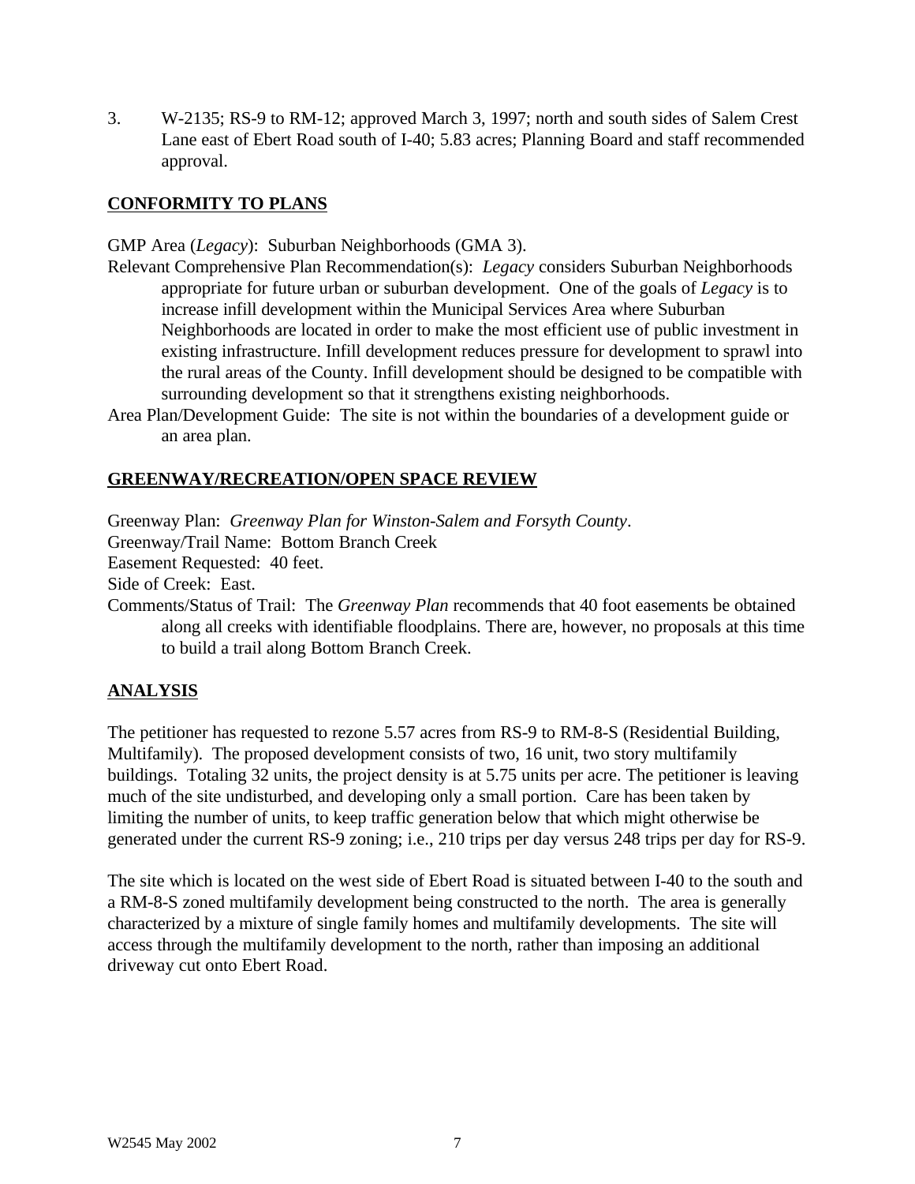3. W-2135; RS-9 to RM-12; approved March 3, 1997; north and south sides of Salem Crest Lane east of Ebert Road south of I-40; 5.83 acres; Planning Board and staff recommended approval.

## CONFORMITY TO PLANS

GMP Area (*Legacy*): Suburban Neighborhoods (GMA 3).

Relevant Comprehensive Plan Recommendation(s): *Legacy* considers Suburban Neighborhoods appropriate for future urban or suburban development. One of the goals of *Legacy* is to increase infill development within the Municipal Services Area where Suburban Neighborhoods are located in order to make the most efficient use of public investment in existing infrastructure. Infill development reduces pressure for development to sprawl into the rural areas of the County. Infill development should be designed to be compatible with surrounding development so that it strengthens existing neighborhoods.

Area Plan/Development Guide: The site is not within the boundaries of a development guide or an area plan.

## GREENWAY/RECREATION/OPEN SPACE REVIEW

Greenway Plan: *Greenway Plan for Winston-Salem and Forsyth County*.

Greenway/Trail Name: Bottom Branch Creek

Easement Requested: 40 feet.

Side of Creek: East.

Comments/Status of Trail: The *Greenway Plan* recommends that 40 foot easements be obtained along all creeks with identifiable floodplains. There are, however, no proposals at this time to build a trail along Bottom Branch Creek.

## ANALYSIS

The petitioner has requested to rezone 5.57 acres from RS-9 to RM-8-S (Residential Building, Multifamily). The proposed development consists of two, 16 unit, two story multifamily buildings. Totaling 32 units, the project density is at 5.75 units per acre. The petitioner is leaving much of the site undisturbed, and developing only a small portion. Care has been taken by limiting the number of units, to keep traffic generation below that which might otherwise be generated under the current RS-9 zoning; i.e., 210 trips per day versus 248 trips per day for RS-9.

The site which is located on the west side of Ebert Road is situated between I-40 to the south and a RM-8-S zoned multifamily development being constructed to the north. The area is generally characterized by a mixture of single family homes and multifamily developments. The site will access through the multifamily development to the north, rather than imposing an additional driveway cut onto Ebert Road.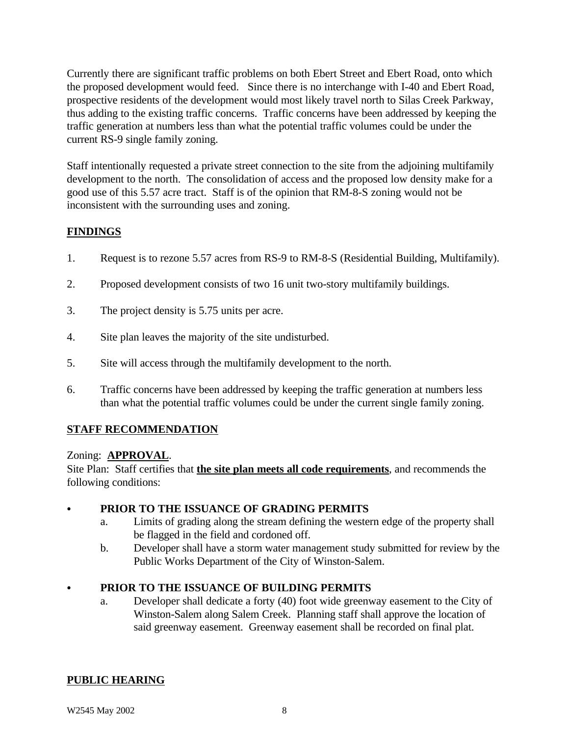Currently there are significant traffic problems on both Ebert Street and Ebert Road, onto which the proposed development would feed. Since there is no interchange with I-40 and Ebert Road, prospective residents of the development would most likely travel north to Silas Creek Parkway, thus adding to the existing traffic concerns. Traffic concerns have been addressed by keeping the traffic generation at numbers less than what the potential traffic volumes could be under the current RS-9 single family zoning.

Staff intentionally requested a private street connection to the site from the adjoining multifamily development to the north. The consolidation of access and the proposed low density make for a good use of this 5.57 acre tract. Staff is of the opinion that RM-8-S zoning would not be inconsistent with the surrounding uses and zoning.

## FINDINGS

1. Request is to rezone 5.57 acres from RS-9 to RM-8-S (Residential Building, Multifamily).
2. Proposed development consists of two 16 unit two-story multifamily buildings.
3. The project density is 5.75 units per acre.
4. Site plan leaves the majority of the site undisturbed.
5. Site will access through the multifamily development to the north.
6. Traffic concerns have been addressed by keeping the traffic generation at numbers less than what the potential traffic volumes could be under the current single family zoning.

## STAFF RECOMMENDATION

Zoning: **APPROVAL**.
Site Plan: Staff certifies that **the site plan meets all code requirements**, and recommends the following conditions:

- **PRIOR TO THE ISSUANCE OF GRADING PERMITS**
  a. Limits of grading along the stream defining the western edge of the property shall be flagged in the field and cordoned off.
  b. Developer shall have a storm water management study submitted for review by the Public Works Department of the City of Winston-Salem.

- **PRIOR TO THE ISSUANCE OF BUILDING PERMITS**
  a. Developer shall dedicate a forty (40) foot wide greenway easement to the City of Winston-Salem along Salem Creek. Planning staff shall approve the location of said greenway easement. Greenway easement shall be recorded on final plat.

## PUBLIC HEARING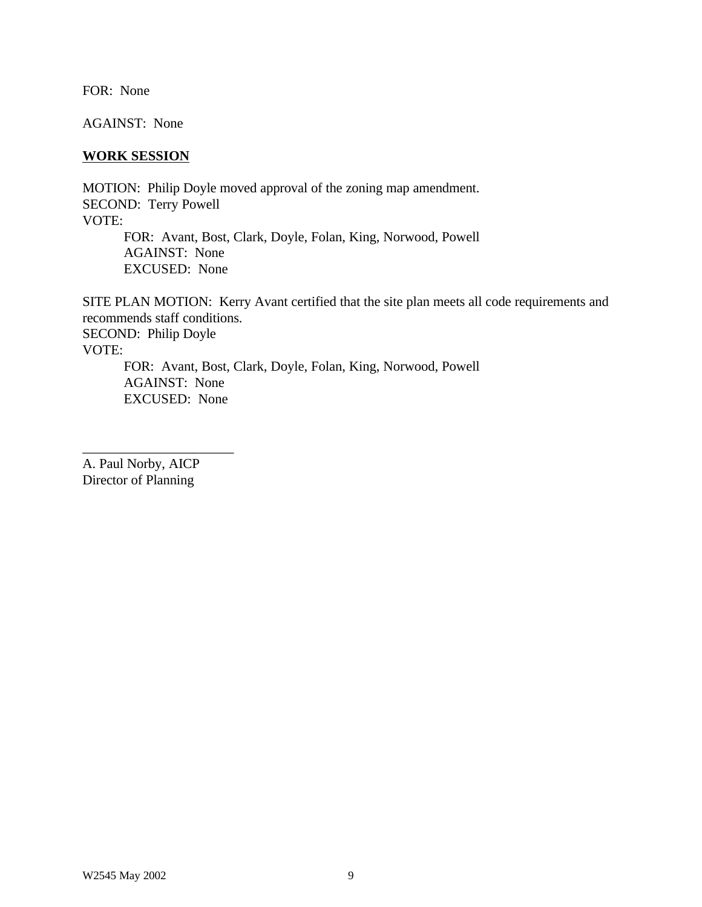FOR: None

AGAINST: None

**WORK SESSION**

MOTION: Philip Doyle moved approval of the zoning map amendment.
SECOND: Terry Powell
VOTE:
FOR: Avant, Bost, Clark, Doyle, Folan, King, Norwood, Powell
AGAINST: None
EXCUSED: None

SITE PLAN MOTION: Kerry Avant certified that the site plan meets all code requirements and recommends staff conditions.
SECOND: Philip Doyle
VOTE:
FOR: Avant, Bost, Clark, Doyle, Folan, King, Norwood, Powell
AGAINST: None
EXCUSED: None

______________________
A. Paul Norby, AICP
Director of Planning